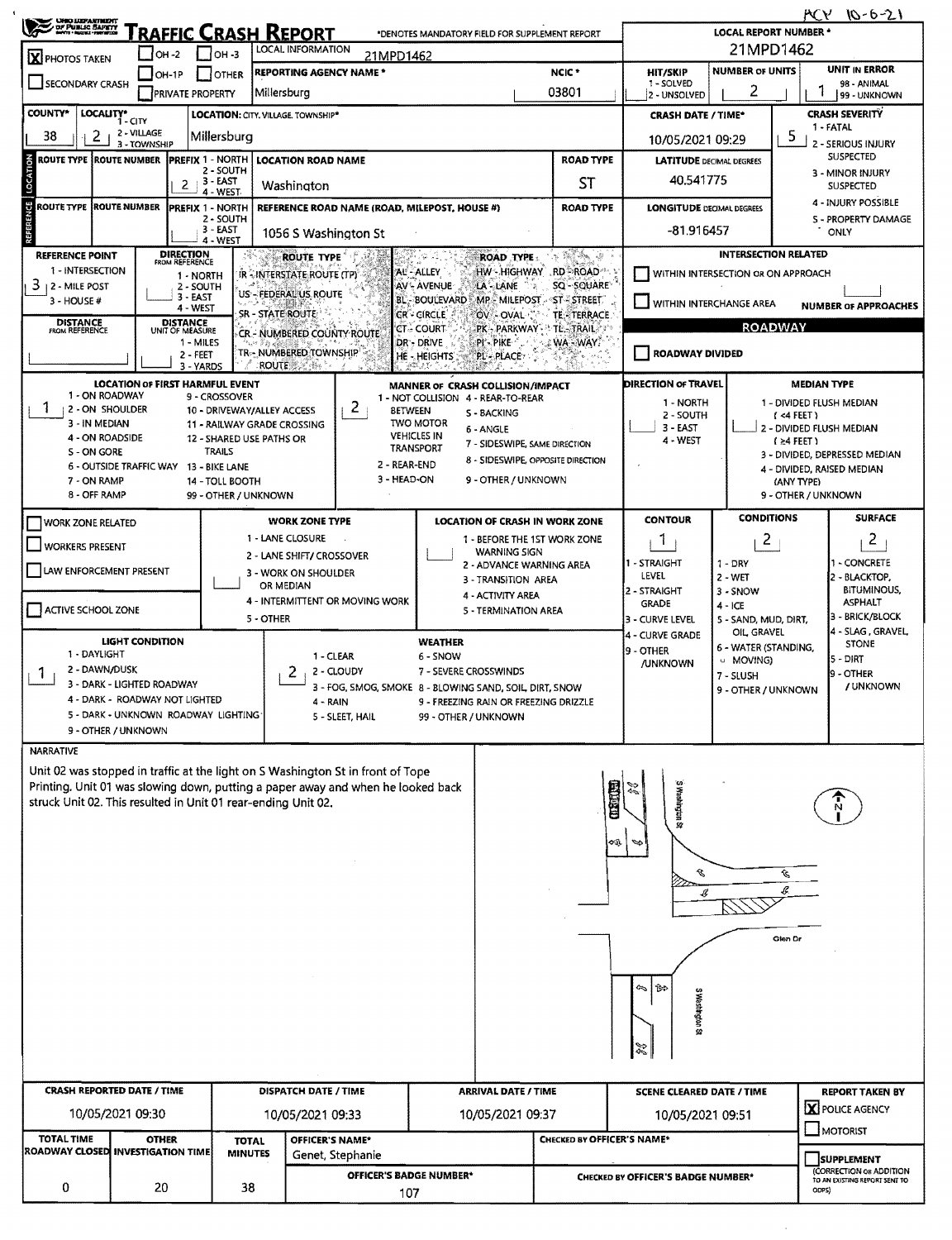ACY 10-6-21

# TRAFFIC CRASH REPORT

*DENOTES MANDATORY FIELD FOR SUPPLEMENT REPORT

**LOCAL REPORT NUMBER ***: 21MPD1462

| Field | Value |
|---|---|
| PHOTOS TAKEN | X |
| OH-2 / OH-3 / OTHER / OH-1P / PRIVATE PROPERTY / SECONDARY CRASH | |
| LOCAL INFORMATION | 21MPD1462 |
| REPORTING AGENCY NAME * | Millersburg |
| NCIC * | 03801 |
| HIT/SKIP (1 - SOLVED, 2 - UNSOLVED) | |
| NUMBER OF UNITS | 2 |
| UNIT IN ERROR (98 - ANIMAL, 99 - UNKNOWN) | 1 |
| COUNTY* | 38 |
| LOCALITY* (1 - CITY, 2 - VILLAGE, 3 - TOWNSHIP) | 2 |
| LOCATION: CITY, VILLAGE, TOWNSHIP* | Millersburg |
| CRASH DATE / TIME* | 10/05/2021 09:29 |
| CRASH SEVERITY (1 - FATAL, 2 - SERIOUS INJURY SUSPECTED, 3 - MINOR INJURY SUSPECTED, 4 - INJURY POSSIBLE, 5 - PROPERTY DAMAGE ONLY) | 5 |

## LOCATION

| ROUTE TYPE | ROUTE NUMBER | PREFIX (1 - NORTH, 2 - SOUTH, 3 - EAST, 4 - WEST) | LOCATION ROAD NAME | ROAD TYPE |
|---|---|---|---|---|
| | | 2 | Washington | ST |

LATITUDE DECIMAL DEGREES: 40.541775

## REFERENCE

| ROUTE TYPE | ROUTE NUMBER | PREFIX (1 - NORTH, 2 - SOUTH, 3 - EAST, 4 - WEST) | REFERENCE ROAD NAME (ROAD, MILEPOST, HOUSE #) | ROAD TYPE |
|---|---|---|---|---|
| | | | 1056 S Washington St | |

LONGITUDE DECIMAL DEGREES: -81.916457

| Field | Value |
|---|---|
| REFERENCE POINT (1 - INTERSECTION, 2 - MILE POST, 3 - HOUSE #) | 3 |
| DIRECTION FROM REFERENCE (1 - NORTH, 2 - SOUTH, 3 - EAST, 4 - WEST) | |
| DISTANCE FROM REFERENCE | |
| DISTANCE UNIT OF MEASURE (1 - MILES, 2 - FEET, 3 - YARDS) | |

ROUTE TYPE: IR - INTERSTATE ROUTE (TP), US - FEDERAL US ROUTE, SR - STATE ROUTE, CR - NUMBERED COUNTY ROUTE, TR - NUMBERED TOWNSHIP ROUTE

ROAD TYPE: AL - ALLEY, AV - AVENUE, BL - BOULEVARD, CR - CIRCLE, CT - COURT, DR - DRIVE, HE - HEIGHTS, HW - HIGHWAY, LA - LANE, MP - MILEPOST, OV - OVAL, PK - PARKWAY, PI - PIKE, PL - PLACE, RD - ROAD, SQ - SQUARE, ST - STREET, TE - TERRACE, TL - TRAIL, WA - WAY

## INTERSECTION RELATED

- [ ] WITHIN INTERSECTION OR ON APPROACH
- [ ] WITHIN INTERCHANGE AREA

NUMBER OF APPROACHES:

## ROADWAY

- [ ] ROADWAY DIVIDED

| Field | Value |
|---|---|
| LOCATION OF FIRST HARMFUL EVENT (1 - ON ROADWAY, 2 - ON SHOULDER, 3 - IN MEDIAN, 4 - ON ROADSIDE, 5 - ON GORE, 6 - OUTSIDE TRAFFIC WAY, 7 - ON RAMP, 8 - OFF RAMP, 9 - CROSSOVER, 10 - DRIVEWAY/ALLEY ACCESS, 11 - RAILWAY GRADE CROSSING, 12 - SHARED USE PATHS OR TRAILS, 13 - BIKE LANE, 14 - TOLL BOOTH, 99 - OTHER / UNKNOWN) | 1 |
| MANNER OF CRASH COLLISION/IMPACT (1 - NOT COLLISION BETWEEN TWO MOTOR VEHICLES IN TRANSPORT, 2 - REAR-END, 3 - HEAD-ON, 4 - REAR-TO-REAR, 5 - BACKING, 6 - ANGLE, 7 - SIDESWIPE, SAME DIRECTION, 8 - SIDESWIPE, OPPOSITE DIRECTION, 9 - OTHER / UNKNOWN) | 2 |
| DIRECTION OF TRAVEL (1 - NORTH, 2 - SOUTH, 3 - EAST, 4 - WEST) | |
| MEDIAN TYPE (1 - DIVIDED FLUSH MEDIAN (<4 FEET), 2 - DIVIDED FLUSH MEDIAN (≥4 FEET), 3 - DIVIDED, DEPRESSED MEDIAN, 4 - DIVIDED, RAISED MEDIAN (ANY TYPE), 9 - OTHER / UNKNOWN) | |

| Field | Value |
|---|---|
| WORK ZONE RELATED | |
| WORKERS PRESENT | |
| LAW ENFORCEMENT PRESENT | |
| ACTIVE SCHOOL ZONE | |
| WORK ZONE TYPE (1 - LANE CLOSURE, 2 - LANE SHIFT/ CROSSOVER, 3 - WORK ON SHOULDER OR MEDIAN, 4 - INTERMITTENT OR MOVING WORK, 5 - OTHER) | |
| LOCATION OF CRASH IN WORK ZONE (1 - BEFORE THE 1ST WORK ZONE WARNING SIGN, 2 - ADVANCE WARNING AREA, 3 - TRANSITION AREA, 4 - ACTIVITY AREA, 5 - TERMINATION AREA) | |
| CONTOUR (1 - STRAIGHT LEVEL, 2 - STRAIGHT GRADE, 3 - CURVE LEVEL, 4 - CURVE GRADE, 9 - OTHER /UNKNOWN) | 1 |
| CONDITIONS (1 - DRY, 2 - WET, 3 - SNOW, 4 - ICE, 5 - SAND, MUD, DIRT, OIL, GRAVEL, 6 - WATER (STANDING, MOVING), 7 - SLUSH, 9 - OTHER / UNKNOWN) | 2 |
| SURFACE (1 - CONCRETE, 2 - BLACKTOP, BITUMINOUS, ASPHALT, 3 - BRICK/BLOCK, 4 - SLAG, GRAVEL, STONE, 5 - DIRT, 9 - OTHER / UNKNOWN) | 2 |
| LIGHT CONDITION (1 - DAYLIGHT, 2 - DAWN/DUSK, 3 - DARK - LIGHTED ROADWAY, 4 - DARK - ROADWAY NOT LIGHTED, 5 - DARK - UNKNOWN ROADWAY LIGHTING, 9 - OTHER / UNKNOWN) | 1 |
| WEATHER (1 - CLEAR, 2 - CLOUDY, 3 - FOG, SMOG, SMOKE, 4 - RAIN, 5 - SLEET, HAIL, 6 - SNOW, 7 - SEVERE CROSSWINDS, 8 - BLOWING SAND, SOIL, DIRT, SNOW, 9 - FREEZING RAIN OR FREEZING DRIZZLE, 99 - OTHER / UNKNOWN) | 2 |

## NARRATIVE

Unit 02 was stopped in traffic at the light on S Washington St in front of Tope Printing. Unit 01 was slowing down, putting a paper away and when he looked back struck Unit 02. This resulted in Unit 01 rear-ending Unit 02.

Diagram labels: S Washington St; Glen Dr; N

| CRASH REPORTED DATE / TIME | DISPATCH DATE / TIME | ARRIVAL DATE / TIME | SCENE CLEARED DATE / TIME | REPORT TAKEN BY |
|---|---|---|---|---|
| 10/05/2021 09:30 | 10/05/2021 09:33 | 10/05/2021 09:37 | 10/05/2021 09:51 | X POLICE AGENCY / MOTORIST |

| TOTAL TIME ROADWAY CLOSED | OTHER INVESTIGATION TIME | TOTAL MINUTES | OFFICER'S NAME* | OFFICER'S BADGE NUMBER* | CHECKED BY OFFICER'S NAME* | CHECKED BY OFFICER'S BADGE NUMBER* | SUPPLEMENT (CORRECTION OR ADDITION TO AN EXISTING REPORT SENT TO ODPS) |
|---|---|---|---|---|---|---|---|
| 0 | 20 | 38 | Genet, Stephanie | 107 | | | |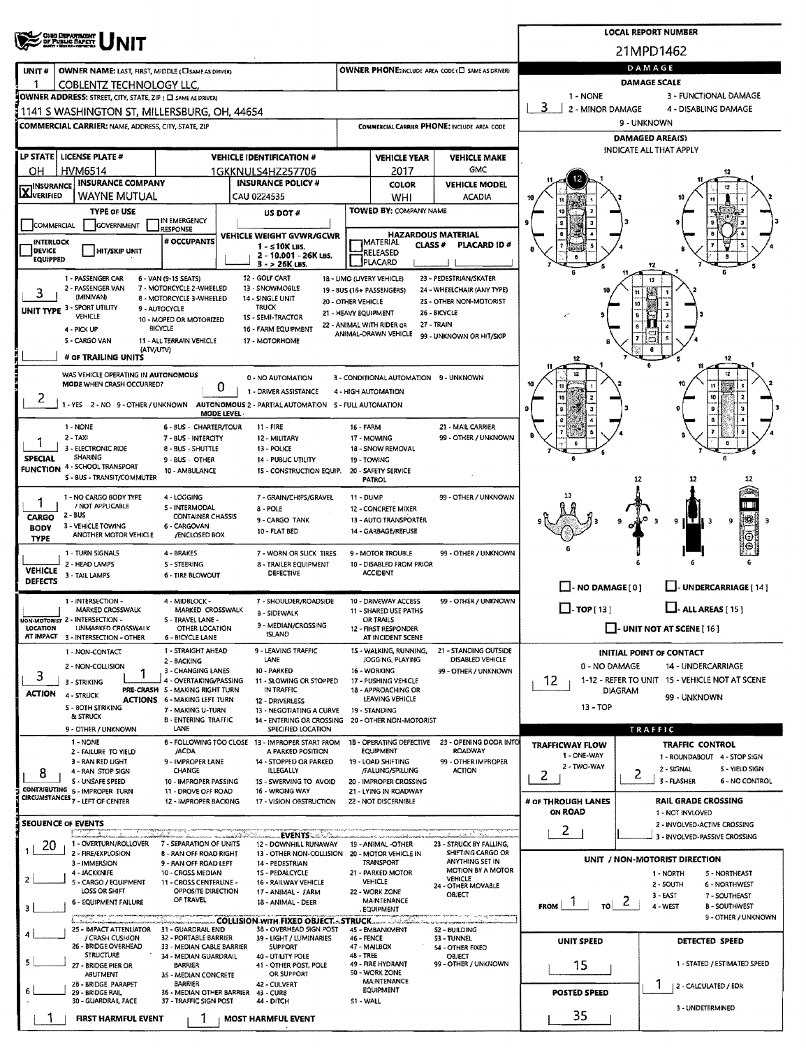# UNIT

**LOCAL REPORT NUMBER:** 21MPD1462

| UNIT # | OWNER NAME: LAST, FIRST, MIDDLE (☐ SAME AS DRIVER) | OWNER PHONE: INCLUDE AREA CODE (☐ SAME AS DRIVER) |
|---|---|---|
| 1 | COBLENTZ TECHNOLOGY LLC, | |

**OWNER ADDRESS:** STREET, CITY, STATE, ZIP (☐ SAME AS DRIVER)
1141 S WASHINGTON ST, MILLERSBURG, OH, 44654

**COMMERCIAL CARRIER:** NAME, ADDRESS, CITY, STATE, ZIP — **COMMERCIAL CARRIER PHONE:** INCLUDE AREA CODE

| LP STATE | LICENSE PLATE # | VEHICLE IDENTIFICATION # | VEHICLE YEAR | VEHICLE MAKE |
|---|---|---|---|---|
| OH | HVM6514 | 1GKKNULS4HZ257706 | 2017 | GMC |

| ☒ INSURANCE VERIFIED | INSURANCE COMPANY | INSURANCE POLICY # | COLOR | VEHICLE MODEL |
|---|---|---|---|---|
| | WAYNE MUTUAL | CAU 0224535 | WHI | ACADIA |

**TYPE OF USE:** ☐ COMMERCIAL ☐ GOVERNMENT ☐ IN EMERGENCY RESPONSE

**US DOT #:**

**TOWED BY:** COMPANY NAME

☐ INTERLOCK DEVICE EQUIPPED ☐ HIT/SKIP UNIT

**# OCCUPANTS:**

**VEHICLE WEIGHT GVWR/GCWR:** 1 - ≤10K LBS. 2 - 10.001 - 26K LBS. 3 - > 26K LBS.

**HAZARDOUS MATERIAL:** ☐ MATERIAL CLASS # ☐ RELEASED ☐ PLACARD — PLACARD ID #

**UNIT TYPE:** 3
1 - PASSENGER CAR, 2 - PASSENGER VAN (MINIVAN), 3 - SPORT UTILITY VEHICLE, 4 - PICK UP, 5 - CARGO VAN (ATV/UTV), 6 - VAN (9-15 SEATS), 7 - MOTORCYCLE 2-WHEELED, 8 - MOTORCYCLE 3-WHEELED, 9 - AUTOCYCLE, 10 - MOPED OR MOTORIZED BICYCLE, 11 - ALL TERRAIN VEHICLE, 12 - GOLF CART, 13 - SNOWMOBILE, 14 - SINGLE UNIT TRUCK, 15 - SEMI-TRACTOR, 16 - FARM EQUIPMENT, 17 - MOTORHOME, 18 - LIMO (LIVERY VEHICLE), 19 - BUS (16+ PASSENGERS), 20 - OTHER VEHICLE, 21 - HEAVY EQUIPMENT, 22 - ANIMAL WITH RIDER OR ANIMAL-DRAWN VEHICLE, 23 - PEDESTRIAN/SKATER, 24 - WHEELCHAIR (ANY TYPE), 25 - OTHER NON-MOTORIST, 26 - BICYCLE, 27 - TRAIN, 99 - UNKNOWN OR HIT/SKIP

**# OF TRAILING UNITS:**

**WAS VEHICLE OPERATING IN AUTONOMOUS MODE WHEN CRASH OCCURRED?** 2
1 - YES 2 - NO 9 - OTHER / UNKNOWN

**AUTONOMOUS MODE LEVEL:** 0
0 - NO AUTOMATION, 1 - DRIVER ASSISTANCE, 2 - PARTIAL AUTOMATION, 3 - CONDITIONAL AUTOMATION, 4 - HIGH AUTOMATION, 5 - FULL AUTOMATION, 9 - UNKNOWN

**SPECIAL FUNCTION:** 1
1 - NONE, 2 - TAXI, 3 - ELECTRONIC RIDE SHARING, 4 - SCHOOL TRANSPORT, 5 - BUS - TRANSIT/COMMUTER, 6 - BUS - CHARTER/TOUR, 7 - BUS - INTERCITY, 8 - BUS - SHUTTLE, 9 - BUS - OTHER, 10 - AMBULANCE, 11 - FIRE, 12 - MILITARY, 13 - POLICE, 14 - PUBLIC UTILITY, 15 - CONSTRUCTION EQUIP., 16 - FARM, 17 - MOWING, 18 - SNOW REMOVAL, 19 - TOWING, 20 - SAFETY SERVICE PATROL, 21 - MAIL CARRIER, 99 - OTHER / UNKNOWN

**CARGO BODY TYPE:** 1
1 - NO CARGO BODY TYPE / NOT APPLICABLE, 2 - BUS, 3 - VEHICLE TOWING ANOTHER MOTOR VEHICLE, 4 - LOGGING, 5 - INTERMODAL CONTAINER CHASSIS, 6 - CARGOVAN /ENCLOSED BOX, 7 - GRAIN/CHIPS/GRAVEL, 8 - POLE, 9 - CARGO TANK, 10 - FLAT BED, 11 - DUMP, 12 - CONCRETE MIXER, 13 - AUTO TRANSPORTER, 14 - GARBAGE/REFUSE, 99 - OTHER / UNKNOWN

**VEHICLE DEFECTS:**
1 - TURN SIGNALS, 2 - HEAD LAMPS, 3 - TAIL LAMPS, 4 - BRAKES, 5 - STEERING, 6 - TIRE BLOWOUT, 7 - WORN OR SLICK TIRES, 8 - TRAILER EQUIPMENT DEFECTIVE, 9 - MOTOR TROUBLE, 10 - DISABLED FROM PRIOR ACCIDENT, 99 - OTHER / UNKNOWN

**NON-MOTORIST LOCATION AT IMPACT:**
1 - INTERSECTION - MARKED CROSSWALK, 2 - INTERSECTION - UNMARKED CROSSWALK, 3 - INTERSECTION - OTHER, 4 - MIDBLOCK - MARKED CROSSWALK, 5 - TRAVEL LANE - OTHER LOCATION, 6 - BICYCLE LANE, 7 - SHOULDER/ROADSIDE, 8 - SIDEWALK, 9 - MEDIAN/CROSSING ISLAND, 10 - DRIVEWAY ACCESS, 11 - SHARED USE PATHS OR TRAILS, 12 - FIRST RESPONDER AT INCIDENT SCENE, 99 - OTHER / UNKNOWN

**ACTION:** 3
1 - NON-CONTACT, 2 - NON-COLLISION, 3 - STRIKING, 4 - STRUCK, 5 - BOTH STRIKING & STRUCK, 9 - OTHER / UNKNOWN

**PRE-CRASH ACTIONS:** 1
1 - STRAIGHT AHEAD, 2 - BACKING, 3 - CHANGING LANES, 4 - OVERTAKING/PASSING, 5 - MAKING RIGHT TURN, 6 - MAKING LEFT TURN, 7 - MAKING U-TURN, 8 - ENTERING TRAFFIC LANE, 9 - LEAVING TRAFFIC LANE, 10 - PARKED, 11 - SLOWING OR STOPPED IN TRAFFIC, 12 - DRIVERLESS, 13 - NEGOTIATING A CURVE, 14 - ENTERING OR CROSSING SPECIFIED LOCATION, 15 - WALKING, RUNNING, JOGGING, PLAYING, 16 - WORKING, 17 - PUSHING VEHICLE, 18 - APPROACHING OR LEAVING VEHICLE, 19 - STANDING, 20 - OTHER NON-MOTORIST, 21 - STANDING OUTSIDE DISABLED VEHICLE, 99 - OTHER / UNKNOWN

**CONTRIBUTING CIRCUMSTANCES:** 8
1 - NONE, 2 - FAILURE TO YIELD, 3 - RAN RED LIGHT, 4 - RAN STOP SIGN, 5 - UNSAFE SPEED, 6 - IMPROPER TURN, 7 - LEFT OF CENTER, 8 - FOLLOWING TOO CLOSE /ACDA, 9 - IMPROPER LANE CHANGE, 10 - IMPROPER PASSING, 11 - DROVE OFF ROAD, 12 - IMPROPER BACKING, 13 - IMPROPER START FROM A PARKED POSITION, 14 - STOPPED OR PARKED ILLEGALLY, 15 - SWERVING TO AVOID, 16 - WRONG WAY, 17 - VISION OBSTRUCTION, 18 - OPERATING DEFECTIVE EQUIPMENT, 19 - LOAD SHIFTING /FALLING/SPILLING, 20 - IMPROPER CROSSING, 21 - LYING IN ROADWAY, 22 - NOT DISCERNIBLE, 23 - OPENING DOOR INTO ROADWAY, 99 - OTHER IMPROPER ACTION

**SEQUENCE OF EVENTS:** 1: 20; 2: ; 3: ; 4: ; 5: ; 6:

**EVENTS:** 1 - OVERTURN/ROLLOVER, 2 - FIRE/EXPLOSION, 3 - IMMERSION, 4 - JACKKNIFE, 5 - CARGO / EQUIPMENT LOSS OR SHIFT, 6 - EQUIPMENT FAILURE, 7 - SEPARATION OF UNITS, 8 - RAN OFF ROAD RIGHT, 9 - RAN OFF ROAD LEFT, 10 - CROSS MEDIAN, 11 - CROSS CENTERLINE - OPPOSITE DIRECTION OF TRAVEL, 12 - DOWNHILL RUNAWAY, 13 - OTHER NON-COLLISION, 14 - PEDESTRIAN, 15 - PEDALCYCLE, 16 - RAILWAY VEHICLE, 17 - ANIMAL - FARM, 18 - ANIMAL - DEER, 19 - ANIMAL -OTHER, 20 - MOTOR VEHICLE IN TRANSPORT, 21 - PARKED MOTOR VEHICLE, 22 - WORK ZONE MAINTENANCE EQUIPMENT, 23 - STRUCK BY FALLING, SHIFTING CARGO OR ANYTHING SET IN MOTION BY A MOTOR VEHICLE, 24 - OTHER MOVABLE OBJECT

**COLLISION WITH FIXED OBJECT - STRUCK:** 25 - IMPACT ATTENUATOR / CRASH CUSHION, 26 - BRIDGE OVERHEAD STRUCTURE, 27 - BRIDGE PIER OR ABUTMENT, 28 - BRIDGE PARAPET, 29 - BRIDGE RAIL, 30 - GUARDRAIL FACE, 31 - GUARDRAIL END, 32 - PORTABLE BARRIER, 33 - MEDIAN CABLE BARRIER, 34 - MEDIAN GUARDRAIL BARRIER, 35 - MEDIAN CONCRETE BARRIER, 36 - MEDIAN OTHER BARRIER, 37 - TRAFFIC SIGN POST, 38 - OVERHEAD SIGN POST, 39 - LIGHT / LUMINARIES SUPPORT, 40 - UTILITY POLE, 41 - OTHER POST, POLE OR SUPPORT, 42 - CULVERT, 43 - CURB, 44 - DITCH, 45 - EMBANKMENT, 46 - FENCE, 47 - MAILBOX, 48 - TREE, 49 - FIRE HYDRANT, 50 - WORK ZONE MAINTENANCE EQUIPMENT, 51 - WALL, 52 - BUILDING, 53 - TUNNEL, 54 - OTHER FIXED OBJECT, 99 - OTHER / UNKNOWN

**FIRST HARMFUL EVENT:** 1 **MOST HARMFUL EVENT:** 1

## DAMAGE

**DAMAGE SCALE:** 3
1 - NONE, 2 - MINOR DAMAGE, 3 - FUNCTIONAL DAMAGE, 4 - DISABLING DAMAGE, 9 - UNKNOWN

**DAMAGED AREA(S):** INDICATE ALL THAT APPLY — 12

☐ - NO DAMAGE [0] ☐ - UNDERCARRIAGE [14] ☐ - TOP [13] ☐ - ALL AREAS [15] ☐ - UNIT NOT AT SCENE [16]

**INITIAL POINT OF CONTACT:** 12
0 - NO DAMAGE, 1-12 - REFER TO UNIT DIAGRAM, 13 - TOP, 14 - UNDERCARRIAGE, 15 - VEHICLE NOT AT SCENE, 99 - UNKNOWN

## TRAFFIC

**TRAFFICWAY FLOW:** 2 (1 - ONE-WAY, 2 - TWO-WAY)

**TRAFFIC CONTROL:** 2
1 - ROUNDABOUT, 2 - SIGNAL, 3 - FLASHER, 4 - STOP SIGN, 5 - YIELD SIGN, 6 - NO CONTROL

**# OF THROUGH LANES ON ROAD:** 2

**RAIL GRADE CROSSING:** 1 - NOT INVOLVED, 2 - INVOLVED-ACTIVE CROSSING, 3 - INVOLVED-PASSIVE CROSSING

**UNIT / NON-MOTORIST DIRECTION:** FROM 1 TO 2
1 - NORTH, 2 - SOUTH, 3 - EAST, 4 - WEST, 5 - NORTHEAST, 6 - NORTHWEST, 7 - SOUTHEAST, 8 - SOUTHWEST, 9 - OTHER / UNKNOWN

**UNIT SPEED:** 15

**DETECTED SPEED:** 1
1 - STATED / ESTIMATED SPEED, 2 - CALCULATED / EDR, 3 - UNDETERMINED

**POSTED SPEED:** 35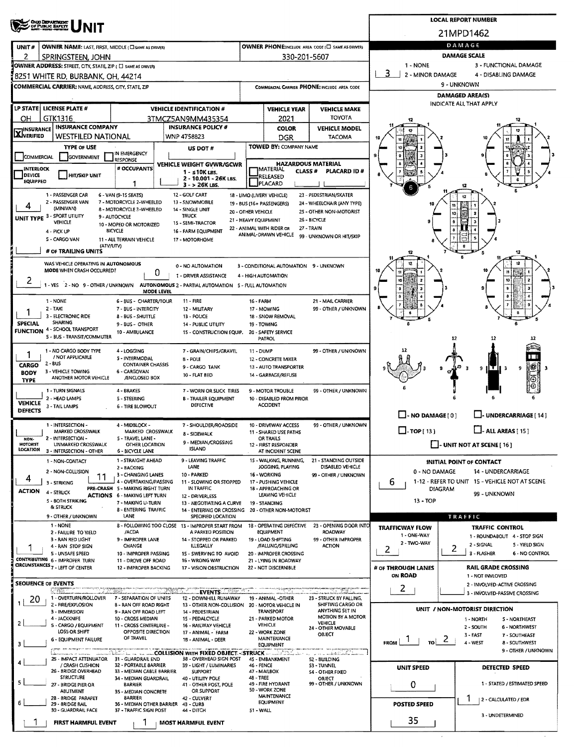# UNIT

**LOCAL REPORT NUMBER:** 21MPD1462

| Field | Value |
|---|---|
| UNIT # | 2 |
| OWNER NAME: LAST, FIRST, MIDDLE (☐ SAME AS DRIVER) | SPRINGSTEEN, JOHN |
| OWNER PHONE: INCLUDE AREA CODE (☐ SAME AS DRIVER) | 330-201-5607 |
| OWNER ADDRESS: STREET, CITY, STATE, ZIP (☐ SAME AS DRIVER) | 8251 WHITE RD, BURBANK, OH, 44214 |
| COMMERCIAL CARRIER: NAME, ADDRESS, CITY, STATE, ZIP | |
| COMMERCIAL CARRIER PHONE: INCLUDE AREA CODE | |

| LP STATE | LICENSE PLATE # | VEHICLE IDENTIFICATION # | VEHICLE YEAR | VEHICLE MAKE |
|---|---|---|---|---|
| OH | GTK1316 | 3TMCZ5AN9MM435354 | 2021 | TOYOTA |

| INSURANCE | INSURANCE COMPANY | INSURANCE POLICY # | COLOR | VEHICLE MODEL |
|---|---|---|---|---|
| ☒ VERIFIED | WESTFILED NATIONAL | WNP 4758823 | DGR | TACOMA |

**TYPE OF USE:** ☐ COMMERCIAL ☐ GOVERNMENT ☐ IN EMERGENCY RESPONSE

**US DOT #:**

**TOWED BY: COMPANY NAME:**

☐ INTERLOCK DEVICE EQUIPPED ☐ HIT/SKIP UNIT

**# OCCUPANTS:** 1

**VEHICLE WEIGHT GVWR/GCWR:** 1 - ≤10K LBS. 2 - 10,001 - 26K LBS. 3 - > 26K LBS.

**HAZARDOUS MATERIAL:** ☐ MATERIAL RELEASED ☐ PLACARD CLASS # PLACARD ID #

**UNIT TYPE:** 4
1 - PASSENGER CAR, 2 - PASSENGER VAN (MINIVAN), 3 - SPORT UTILITY VEHICLE, 4 - PICK UP, 5 - CARGO VAN, 6 - VAN (9-15 SEATS), 7 - MOTORCYCLE 2-WHEELED, 8 - MOTORCYCLE 3-WHEELED, 9 - AUTOCYCLE, 10 - MOPED OR MOTORIZED BICYCLE, 11 - ALL TERRAIN VEHICLE (ATV/UTV), 12 - GOLF CART, 13 - SNOWMOBILE, 14 - SINGLE UNIT TRUCK, 15 - SEMI-TRACTOR, 16 - FARM EQUIPMENT, 17 - MOTORHOME, 18 - LIMO (LIVERY VEHICLE), 19 - BUS (16+ PASSENGERS), 20 - OTHER VEHICLE, 21 - HEAVY EQUIPMENT, 22 - ANIMAL WITH RIDER OR ANIMAL-DRAWN VEHICLE, 23 - PEDESTRIAN/SKATER, 24 - WHEELCHAIR (ANY TYPE), 25 - OTHER NON-MOTORIST, 26 - BICYCLE, 27 - TRAIN, 99 - UNKNOWN OR HIT/SKIP

**# OF TRAILING UNITS:**

**WAS VEHICLE OPERATING IN AUTONOMOUS MODE WHEN CRASH OCCURRED?** 2
1 - YES 2 - NO 9 - OTHER / UNKNOWN

**AUTONOMOUS MODE LEVEL:** 0
0 - NO AUTOMATION, 1 - DRIVER ASSISTANCE, 2 - PARTIAL AUTOMATION, 3 - CONDITIONAL AUTOMATION, 4 - HIGH AUTOMATION, 5 - FULL AUTOMATION, 9 - UNKNOWN

**SPECIAL FUNCTION:** 1
1 - NONE, 2 - TAXI, 3 - ELECTRONIC RIDE SHARING, 4 - SCHOOL TRANSPORT, 5 - BUS - TRANSIT/COMMUTER, 6 - BUS - CHARTER/TOUR, 7 - BUS - INTERCITY, 8 - BUS - SHUTTLE, 9 - BUS - OTHER, 10 - AMBULANCE, 11 - FIRE, 12 - MILITARY, 13 - POLICE, 14 - PUBLIC UTILITY, 15 - CONSTRUCTION EQUIP., 16 - FARM, 17 - MOWING, 18 - SNOW REMOVAL, 19 - TOWING, 20 - SAFETY SERVICE PATROL, 21 - MAIL CARRIER, 99 - OTHER / UNKNOWN

**CARGO BODY TYPE:** 1
1 - NO CARGO BODY TYPE / NOT APPLICABLE, 2 - BUS, 3 - VEHICLE TOWING ANOTHER MOTOR VEHICLE, 4 - LOGGING, 5 - INTERMODAL CONTAINER CHASSIS, 6 - CARGOVAN /ENCLOSED BOX, 7 - GRAIN/CHIPS/GRAVEL, 8 - POLE, 9 - CARGO TANK, 10 - FLAT BED, 11 - DUMP, 12 - CONCRETE MIXER, 13 - AUTO TRANSPORTER, 14 - GARBAGE/REFUSE, 99 - OTHER / UNKNOWN

**VEHICLE DEFECTS:**
1 - TURN SIGNALS, 2 - HEAD LAMPS, 3 - TAIL LAMPS, 4 - BRAKES, 5 - STEERING, 6 - TIRE BLOWOUT, 7 - WORN OR SLICK TIRES, 8 - TRAILER EQUIPMENT DEFECTIVE, 9 - MOTOR TROUBLE, 10 - DISABLED FROM PRIOR ACCIDENT, 99 - OTHER / UNKNOWN

**NON-MOTORIST LOCATION:**
1 - INTERSECTION - MARKED CROSSWALK, 2 - INTERSECTION - UNMARKED CROSSWALK, 3 - INTERSECTION - OTHER, 4 - MIDBLOCK - MARKED CROSSWALK, 5 - TRAVEL LANE - OTHER LOCATION, 6 - BICYCLE LANE, 7 - SHOULDER/ROADSIDE, 8 - SIDEWALK, 9 - MEDIAN/CROSSING ISLAND, 10 - DRIVEWAY ACCESS, 11 - SHARED USE PATHS OR TRAILS, 12 - FIRST RESPONDER AT INCIDENT SCENE, 99 - OTHER / UNKNOWN

**ACTION:** 4
1 - NON-CONTACT, 2 - NON-COLLISION, 3 - STRIKING, 4 - STRUCK, 5 - BOTH STRIKING & STRUCK, 9 - OTHER / UNKNOWN

**PRE-CRASH ACTIONS:** 11
1 - STRAIGHT AHEAD, 2 - BACKING, 3 - CHANGING LANES, 4 - OVERTAKING/PASSING, 5 - MAKING RIGHT TURN, 6 - MAKING LEFT TURN, 7 - MAKING U-TURN, 8 - ENTERING TRAFFIC LANE, 9 - LEAVING TRAFFIC LANE, 10 - PARKED, 11 - SLOWING OR STOPPED IN TRAFFIC, 12 - DRIVERLESS, 13 - NEGOTIATING A CURVE, 14 - ENTERING OR CROSSING SPECIFIED LOCATION, 15 - WALKING, RUNNING, JOGGING, PLAYING, 16 - WORKING, 17 - PUSHING VEHICLE, 18 - APPROACHING OR LEAVING VEHICLE, 19 - STANDING, 20 - OTHER NON-MOTORIST, 21 - STANDING OUTSIDE DISABLED VEHICLE, 99 - OTHER / UNKNOWN

**CONTRIBUTING CIRCUMSTANCES:** 1
1 - NONE, 2 - FAILURE TO YIELD, 3 - RAN RED LIGHT, 4 - RAN STOP SIGN, 5 - UNSAFE SPEED, 6 - IMPROPER TURN, 7 - LEFT OF CENTER, 8 - FOLLOWING TOO CLOSE /ACDA, 9 - IMPROPER LANE CHANGE, 10 - IMPROPER PASSING, 11 - DROVE OFF ROAD, 12 - IMPROPER BACKING, 13 - IMPROPER START FROM A PARKED POSITION, 14 - STOPPED OR PARKED ILLEGALLY, 15 - SWERVING TO AVOID, 16 - WRONG WAY, 17 - VISION OBSTRUCTION, 18 - OPERATING DEFECTIVE EQUIPMENT, 19 - LOAD SHIFTING /FALLING/SPILLING, 20 - IMPROPER CROSSING, 21 - LYING IN ROADWAY, 22 - NOT DISCERNIBLE, 23 - OPENING DOOR INTO ROADWAY, 99 - OTHER IMPROPER ACTION

**SEQUENCE OF EVENTS:**
1: 20
2:
3:
4:
5:
6:

**EVENTS:** 1 - OVERTURN/ROLLOVER, 2 - FIRE/EXPLOSION, 3 - IMMERSION, 4 - JACKKNIFE, 5 - CARGO / EQUIPMENT LOSS OR SHIFT, 6 - EQUIPMENT FAILURE, 7 - SEPARATION OF UNITS, 8 - RAN OFF ROAD RIGHT, 9 - RAN OFF ROAD LEFT, 10 - CROSS MEDIAN, 11 - CROSS CENTERLINE - OPPOSITE DIRECTION OF TRAVEL, 12 - DOWNHILL RUNAWAY, 13 - OTHER NON-COLLISION, 14 - PEDESTRIAN, 15 - PEDALCYCLE, 16 - RAILWAY VEHICLE, 17 - ANIMAL - FARM, 18 - ANIMAL - DEER, 19 - ANIMAL -OTHER, 20 - MOTOR VEHICLE IN TRANSPORT, 21 - PARKED MOTOR VEHICLE, 22 - WORK ZONE MAINTENANCE EQUIPMENT, 23 - STRUCK BY FALLING, SHIFTING CARGO OR ANYTHING SET IN MOTION BY A MOTOR VEHICLE, 24 - OTHER MOVABLE OBJECT

**COLLISION WITH FIXED OBJECT - STRUCK:** 25 - IMPACT ATTENUATOR / CRASH CUSHION, 26 - BRIDGE OVERHEAD STRUCTURE, 27 - BRIDGE PIER OR ABUTMENT, 28 - BRIDGE PARAPET, 29 - BRIDGE RAIL, 30 - GUARDRAIL FACE, 31 - GUARDRAIL END, 32 - PORTABLE BARRIER, 33 - MEDIAN CABLE BARRIER, 34 - MEDIAN GUARDRAIL BARRIER, 35 - MEDIAN CONCRETE BARRIER, 36 - MEDIAN OTHER BARRIER, 37 - TRAFFIC SIGN POST, 38 - OVERHEAD SIGN POST, 39 - LIGHT / LUMINARIES SUPPORT, 40 - UTILITY POLE, 41 - OTHER POST, POLE OR SUPPORT, 42 - CULVERT, 43 - CURB, 44 - DITCH, 45 - EMBANKMENT, 46 - FENCE, 47 - MAILBOX, 48 - TREE, 49 - FIRE HYDRANT, 50 - WORK ZONE MAINTENANCE EQUIPMENT, 51 - WALL, 52 - BUILDING, 53 - TUNNEL, 54 - OTHER FIXED OBJECT, 99 - OTHER / UNKNOWN

**FIRST HARMFUL EVENT:** 1
**MOST HARMFUL EVENT:** 1

## DAMAGE

**DAMAGE SCALE:** 3
1 - NONE, 2 - MINOR DAMAGE, 3 - FUNCTIONAL DAMAGE, 4 - DISABLING DAMAGE, 9 - UNKNOWN

**DAMAGED AREA(S)** INDICATE ALL THAT APPLY

☐ - NO DAMAGE [0] ☐ - UNDERCARRIAGE [14]
☐ - TOP [13] ☐ - ALL AREAS [15]
☐ - UNIT NOT AT SCENE [16]

**INITIAL POINT OF CONTACT:** 6
0 - NO DAMAGE, 1-12 - REFER TO UNIT DIAGRAM, 13 - TOP, 14 - UNDERCARRIAGE, 15 - VEHICLE NOT AT SCENE, 99 - UNKNOWN

## TRAFFIC

**TRAFFICWAY FLOW:** 2
1 - ONE-WAY, 2 - TWO-WAY

**TRAFFIC CONTROL:** 2
1 - ROUNDABOUT, 2 - SIGNAL, 3 - FLASHER, 4 - STOP SIGN, 5 - YIELD SIGN, 6 - NO CONTROL

**# OF THROUGH LANES ON ROAD:** 2

**RAIL GRADE CROSSING:**
1 - NOT INVLOVED, 2 - INVOLVED-ACTIVE CROSSING, 3 - INVOLVED-PASSIVE CROSSING

**UNIT / NON-MOTORIST DIRECTION:** FROM 1 TO 2
1 - NORTH, 2 - SOUTH, 3 - EAST, 4 - WEST, 5 - NORTHEAST, 6 - NORTHWEST, 7 - SOUTHEAST, 8 - SOUTHWEST, 9 - OTHER / UNKNOWN

**UNIT SPEED:** 0

**POSTED SPEED:** 35

**DETECTED SPEED:** 1
1 - STATED / ESTIMATED SPEED, 2 - CALCULATED / EDR, 3 - UNDETERMINED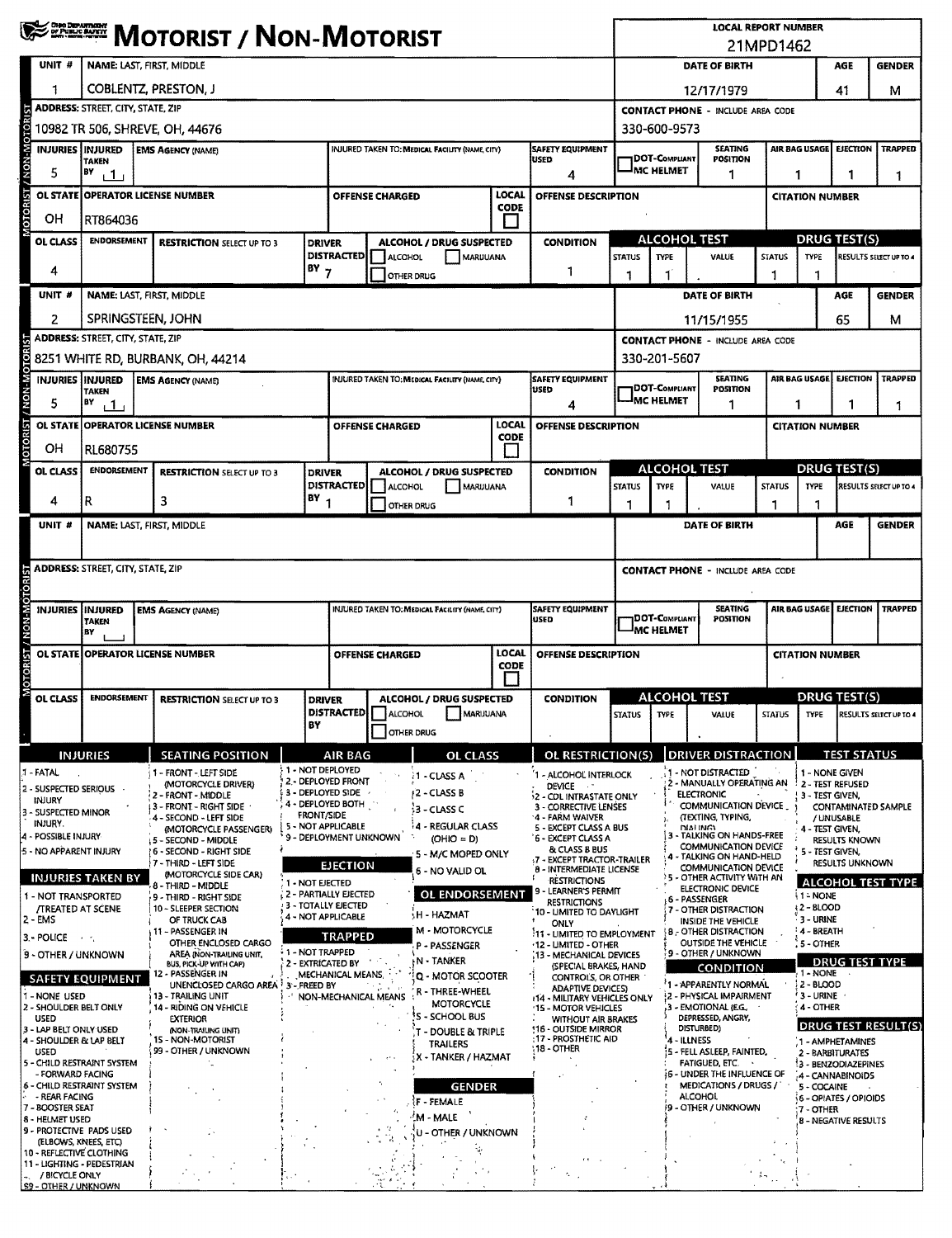# MOTORIST / NON-MOTORIST

**LOCAL REPORT NUMBER:** 21MPD1462

## Unit 1

| UNIT # | NAME: LAST, FIRST, MIDDLE | DATE OF BIRTH | AGE | GENDER |
|---|---|---|---|---|
| 1 | COBLENTZ, PRESTON, J | 12/17/1979 | 41 | M |

| ADDRESS: STREET, CITY, STATE, ZIP | CONTACT PHONE - INCLUDE AREA CODE |
|---|---|
| 10982 TR 506, SHREVE, OH, 44676 | 330-600-9573 |

| INJURIES | INJURED TAKEN BY | EMS AGENCY (NAME) | INJURED TAKEN TO: MEDICAL FACILITY (NAME, CITY) | SAFETY EQUIPMENT USED | DOT-COMPLIANT MC HELMET | SEATING POSITION | AIR BAG USAGE | EJECTION | TRAPPED |
|---|---|---|---|---|---|---|---|---|---|
| 5 | 1 | | | 4 | | 1 | 1 | 1 | 1 |

| OL STATE | OPERATOR LICENSE NUMBER | OFFENSE CHARGED | LOCAL CODE | OFFENSE DESCRIPTION | CITATION NUMBER |
|---|---|---|---|---|---|
| OH | RT864036 | | | | |

| OL CLASS | ENDORSEMENT | RESTRICTION SELECT UP TO 3 | DRIVER DISTRACTED BY | ALCOHOL / DRUG SUSPECTED | CONDITION | ALCOHOL TEST STATUS | ALCOHOL TEST TYPE | ALCOHOL TEST VALUE | DRUG TEST STATUS | DRUG TEST TYPE | RESULTS SELECT UP TO 4 |
|---|---|---|---|---|---|---|---|---|---|---|---|
| 4 | | | 7 | | 1 | 1 | 1 | . | 1 | 1 | |

## Unit 2

| UNIT # | NAME: LAST, FIRST, MIDDLE | DATE OF BIRTH | AGE | GENDER |
|---|---|---|---|---|
| 2 | SPRINGSTEEN, JOHN | 11/15/1955 | 65 | M |

| ADDRESS: STREET, CITY, STATE, ZIP | CONTACT PHONE - INCLUDE AREA CODE |
|---|---|
| 8251 WHITE RD, BURBANK, OH, 44214 | 330-201-5607 |

| INJURIES | INJURED TAKEN BY | EMS AGENCY (NAME) | INJURED TAKEN TO: MEDICAL FACILITY (NAME, CITY) | SAFETY EQUIPMENT USED | DOT-COMPLIANT MC HELMET | SEATING POSITION | AIR BAG USAGE | EJECTION | TRAPPED |
|---|---|---|---|---|---|---|---|---|---|
| 5 | 1 | | | 4 | | 1 | 1 | 1 | 1 |

| OL STATE | OPERATOR LICENSE NUMBER | OFFENSE CHARGED | LOCAL CODE | OFFENSE DESCRIPTION | CITATION NUMBER |
|---|---|---|---|---|---|
| OH | RL680755 | | | | |

| OL CLASS | ENDORSEMENT | RESTRICTION SELECT UP TO 3 | DRIVER DISTRACTED BY | ALCOHOL / DRUG SUSPECTED | CONDITION | ALCOHOL TEST STATUS | ALCOHOL TEST TYPE | ALCOHOL TEST VALUE | DRUG TEST STATUS | DRUG TEST TYPE | RESULTS SELECT UP TO 4 |
|---|---|---|---|---|---|---|---|---|---|---|---|
| 4 | R | 3 | 1 | | 1 | 1 | 1 | . | 1 | 1 | |

## Unit (blank)

| UNIT # | NAME: LAST, FIRST, MIDDLE | DATE OF BIRTH | AGE | GENDER |
|---|---|---|---|---|
| | | | | |

| ADDRESS: STREET, CITY, STATE, ZIP | CONTACT PHONE - INCLUDE AREA CODE |
|---|---|
| | |

| INJURIES | INJURED TAKEN BY | EMS AGENCY (NAME) | INJURED TAKEN TO: MEDICAL FACILITY (NAME, CITY) | SAFETY EQUIPMENT USED | DOT-COMPLIANT MC HELMET | SEATING POSITION | AIR BAG USAGE | EJECTION | TRAPPED |
|---|---|---|---|---|---|---|---|---|---|
| | | | | | | | | | |

| OL STATE | OPERATOR LICENSE NUMBER | OFFENSE CHARGED | LOCAL CODE | OFFENSE DESCRIPTION | CITATION NUMBER |
|---|---|---|---|---|---|
| | | | | | |

| OL CLASS | ENDORSEMENT | RESTRICTION SELECT UP TO 3 | DRIVER DISTRACTED BY | ALCOHOL / DRUG SUSPECTED | CONDITION | ALCOHOL TEST STATUS | ALCOHOL TEST TYPE | ALCOHOL TEST VALUE | DRUG TEST STATUS | DRUG TEST TYPE | RESULTS SELECT UP TO 4 |
|---|---|---|---|---|---|---|---|---|---|---|---|
| | | | | | | | | . | | | |

## Codes

**INJURIES**
1 - FATAL
2 - SUSPECTED SERIOUS INJURY
3 - SUSPECTED MINOR INJURY
4 - POSSIBLE INJURY
5 - NO APPARENT INJURY

**INJURIES TAKEN BY**
1 - NOT TRANSPORTED /TREATED AT SCENE
2 - EMS
3 - POLICE
9 - OTHER / UNKNOWN

**SAFETY EQUIPMENT**
1 - NONE USED
2 - SHOULDER BELT ONLY USED
3 - LAP BELT ONLY USED
4 - SHOULDER & LAP BELT USED
5 - CHILD RESTRAINT SYSTEM - FORWARD FACING
6 - CHILD RESTRAINT SYSTEM - REAR FACING
7 - BOOSTER SEAT
8 - HELMET USED
9 - PROTECTIVE PADS USED (ELBOWS, KNEES, ETC)
10 - REFLECTIVE CLOTHING
11 - LIGHTING - PEDESTRIAN / BICYCLE ONLY
99 - OTHER / UNKNOWN

**SEATING POSITION**
1 - FRONT - LEFT SIDE (MOTORCYCLE DRIVER)
2 - FRONT - MIDDLE
3 - FRONT - RIGHT SIDE
4 - SECOND - LEFT SIDE (MOTORCYCLE PASSENGER)
5 - SECOND - MIDDLE
6 - SECOND - RIGHT SIDE
7 - THIRD - LEFT SIDE (MOTORCYCLE SIDE CAR)
8 - THIRD - MIDDLE
9 - THIRD - RIGHT SIDE
10 - SLEEPER SECTION OF TRUCK CAB
11 - PASSENGER IN OTHER ENCLOSED CARGO AREA (NON-TRAILING UNIT, BUS, PICK-UP WITH CAP)
12 - PASSENGER IN UNENCLOSED CARGO AREA
13 - TRAILING UNIT
14 - RIDING ON VEHICLE EXTERIOR (NON-TRAILING UNIT)
15 - NON-MOTORIST
99 - OTHER / UNKNOWN

**AIR BAG**
1 - NOT DEPLOYED
2 - DEPLOYED FRONT
3 - DEPLOYED SIDE
4 - DEPLOYED BOTH FRONT/SIDE
5 - NOT APPLICABLE
9 - DEPLOYMENT UNKNOWN

**EJECTION**
1 - NOT EJECTED
2 - PARTIALLY EJECTED
3 - TOTALLY EJECTED
4 - NOT APPLICABLE

**TRAPPED**
1 - NOT TRAPPED
2 - EXTRICATED BY MECHANICAL MEANS
3 - FREED BY NON-MECHANICAL MEANS

**OL CLASS**
1 - CLASS A
2 - CLASS B
3 - CLASS C
4 - REGULAR CLASS (OHIO = D)
5 - M/C MOPED ONLY
6 - NO VALID OL

**OL ENDORSEMENT**
H - HAZMAT
M - MOTORCYCLE
P - PASSENGER
N - TANKER
Q - MOTOR SCOOTER
R - THREE-WHEEL MOTORCYCLE
S - SCHOOL BUS
T - DOUBLE & TRIPLE TRAILERS
X - TANKER / HAZMAT

**GENDER**
F - FEMALE
M - MALE
U - OTHER / UNKNOWN

**OL RESTRICTION(S)**
1 - ALCOHOL INTERLOCK DEVICE
2 - CDL INTRASTATE ONLY
3 - CORRECTIVE LENSES
4 - FARM WAIVER
5 - EXCEPT CLASS A BUS
6 - EXCEPT CLASS A & CLASS B BUS
7 - EXCEPT TRACTOR-TRAILER
8 - INTERMEDIATE LICENSE RESTRICTIONS
9 - LEARNER'S PERMIT RESTRICTIONS
10 - LIMITED TO DAYLIGHT ONLY
11 - LIMITED TO EMPLOYMENT
12 - LIMITED - OTHER
13 - MECHANICAL DEVICES (SPECIAL BRAKES, HAND CONTROLS, OR OTHER ADAPTIVE DEVICES)
14 - MILITARY VEHICLES ONLY
15 - MOTOR VEHICLES WITHOUT AIR BRAKES
16 - OUTSIDE MIRROR
17 - PROSTHETIC AID
18 - OTHER

**DRIVER DISTRACTION**
1 - NOT DISTRACTED
2 - MANUALLY OPERATING AN ELECTRONIC COMMUNICATION DEVICE (TEXTING, TYPING, DIALING)
3 - TALKING ON HANDS-FREE COMMUNICATION DEVICE
4 - TALKING ON HAND-HELD COMMUNICATION DEVICE
5 - OTHER ACTIVITY WITH AN ELECTRONIC DEVICE
6 - PASSENGER
7 - OTHER DISTRACTION INSIDE THE VEHICLE
8 - OTHER DISTRACTION OUTSIDE THE VEHICLE
9 - OTHER / UNKNOWN

**CONDITION**
1 - APPARENTLY NORMAL
2 - PHYSICAL IMPAIRMENT
3 - EMOTIONAL (E.G., DEPRESSED, ANGRY, DISTURBED)
4 - ILLNESS
5 - FELL ASLEEP, FAINTED, FATIGUED, ETC.
6 - UNDER THE INFLUENCE OF MEDICATIONS / DRUGS / ALCOHOL
9 - OTHER / UNKNOWN

**TEST STATUS**
1 - NONE GIVEN
2 - TEST REFUSED
3 - TEST GIVEN, CONTAMINATED SAMPLE / UNUSABLE
4 - TEST GIVEN, RESULTS KNOWN
5 - TEST GIVEN, RESULTS UNKNOWN

**ALCOHOL TEST TYPE**
1 - NONE
2 - BLOOD
3 - URINE
4 - BREATH
5 - OTHER

**DRUG TEST TYPE**
1 - NONE
2 - BLOOD
3 - URINE
4 - OTHER

**DRUG TEST RESULT(S)**
1 - AMPHETAMINES
2 - BARBITURATES
3 - BENZODIAZEPINES
4 - CANNABINOIDS
5 - COCAINE
6 - OPIATES / OPIOIDS
7 - OTHER
8 - NEGATIVE RESULTS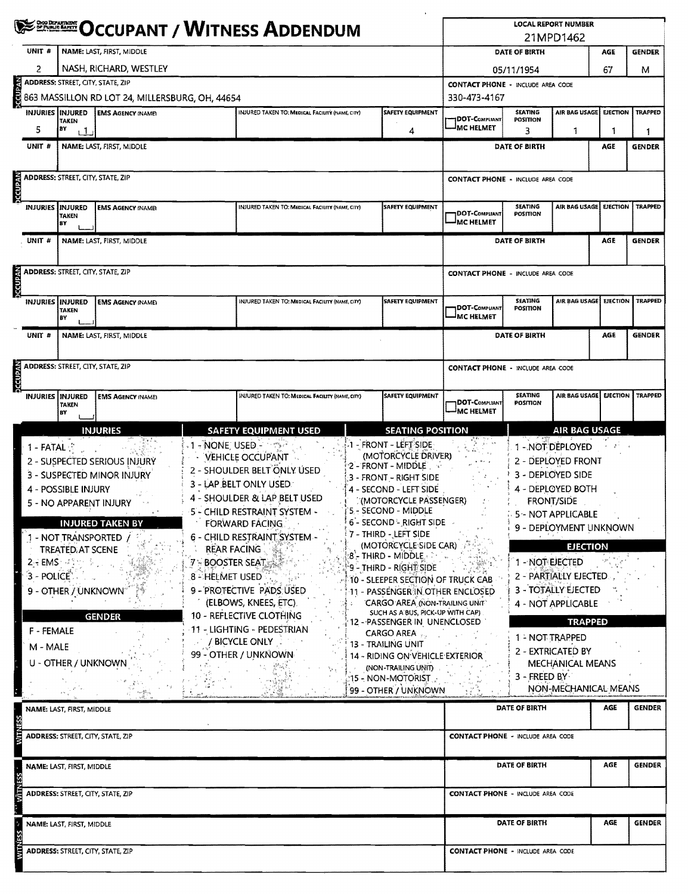# OCCUPANT / WITNESS ADDENDUM

OHIO DEPARTMENT OF PUBLIC SAFETY

**LOCAL REPORT NUMBER:** 21MPD1462

## OCCUPANT

| UNIT # | NAME: LAST, FIRST, MIDDLE | DATE OF BIRTH | AGE | GENDER |
|---|---|---|---|---|
| 2 | NASH, RICHARD, WESTLEY | 05/11/1954 | 67 | M |

| ADDRESS: STREET, CITY, STATE, ZIP | CONTACT PHONE - INCLUDE AREA CODE |
|---|---|
| 863 MASSILLON RD LOT 24, MILLERSBURG, OH, 44654 | 330-473-4167 |

| INJURIES | INJURED TAKEN BY | EMS AGENCY (NAME) | INJURED TAKEN TO: MEDICAL FACILITY (NAME, CITY) | SAFETY EQUIPMENT | DOT-COMPLIANT MC HELMET | SEATING POSITION | AIR BAG USAGE | EJECTION | TRAPPED |
|---|---|---|---|---|---|---|---|---|---|
| 5 | 1 | | | 4 | | 3 | 1 | 1 | 1 |

## OCCUPANT

| UNIT # | NAME: LAST, FIRST, MIDDLE | DATE OF BIRTH | AGE | GENDER |
|---|---|---|---|---|
| | | | | |

| ADDRESS: STREET, CITY, STATE, ZIP | CONTACT PHONE - INCLUDE AREA CODE |
|---|---|
| | |

| INJURIES | INJURED TAKEN BY | EMS AGENCY (NAME) | INJURED TAKEN TO: MEDICAL FACILITY (NAME, CITY) | SAFETY EQUIPMENT | DOT-COMPLIANT MC HELMET | SEATING POSITION | AIR BAG USAGE | EJECTION | TRAPPED |
|---|---|---|---|---|---|---|---|---|---|
| | | | | | | | | | |

## OCCUPANT

| UNIT # | NAME: LAST, FIRST, MIDDLE | DATE OF BIRTH | AGE | GENDER |
|---|---|---|---|---|
| | | | | |

| ADDRESS: STREET, CITY, STATE, ZIP | CONTACT PHONE - INCLUDE AREA CODE |
|---|---|
| | |

| INJURIES | INJURED TAKEN BY | EMS AGENCY (NAME) | INJURED TAKEN TO: MEDICAL FACILITY (NAME, CITY) | SAFETY EQUIPMENT | DOT-COMPLIANT MC HELMET | SEATING POSITION | AIR BAG USAGE | EJECTION | TRAPPED |
|---|---|---|---|---|---|---|---|---|---|
| | | | | | | | | | |

## OCCUPANT

| UNIT # | NAME: LAST, FIRST, MIDDLE | DATE OF BIRTH | AGE | GENDER |
|---|---|---|---|---|
| | | | | |

| ADDRESS: STREET, CITY, STATE, ZIP | CONTACT PHONE - INCLUDE AREA CODE |
|---|---|
| | |

| INJURIES | INJURED TAKEN BY | EMS AGENCY (NAME) | INJURED TAKEN TO: MEDICAL FACILITY (NAME, CITY) | SAFETY EQUIPMENT | DOT-COMPLIANT MC HELMET | SEATING POSITION | AIR BAG USAGE | EJECTION | TRAPPED |
|---|---|---|---|---|---|---|---|---|---|
| | | | | | | | | | |

### INJURIES
1 - FATAL
2 - SUSPECTED SERIOUS INJURY
3 - SUSPECTED MINOR INJURY
4 - POSSIBLE INJURY
5 - NO APPARENT INJURY

### INJURED TAKEN BY
1 - NOT TRANSPORTED / TREATED AT SCENE
2 - EMS
3 - POLICE
9 - OTHER / UNKNOWN

### GENDER
F - FEMALE
M - MALE
U - OTHER / UNKNOWN

### SAFETY EQUIPMENT USED
1 - NONE USED - VEHICLE OCCUPANT
2 - SHOULDER BELT ONLY USED
3 - LAP BELT ONLY USED
4 - SHOULDER & LAP BELT USED
5 - CHILD RESTRAINT SYSTEM - FORWARD FACING
6 - CHILD RESTRAINT SYSTEM - REAR FACING
7 - BOOSTER SEAT
8 - HELMET USED
9 - PROTECTIVE PADS USED (ELBOWS, KNEES, ETC)
10 - REFLECTIVE CLOTHING
11 - LIGHTING - PEDESTRIAN / BICYCLE ONLY
99 - OTHER / UNKNOWN

### SEATING POSITION
1 - FRONT - LEFT SIDE (MOTORCYCLE DRIVER)
2 - FRONT - MIDDLE
3 - FRONT - RIGHT SIDE
4 - SECOND - LEFT SIDE (MOTORCYCLE PASSENGER)
5 - SECOND - MIDDLE
6 - SECOND - RIGHT SIDE
7 - THIRD - LEFT SIDE (MOTORCYCLE SIDE CAR)
8 - THIRD - MIDDLE
9 - THIRD - RIGHT SIDE
10 - SLEEPER SECTION OF TRUCK CAB
11 - PASSENGER IN OTHER ENCLOSED CARGO AREA (NON-TRAILING UNIT SUCH AS A BUS, PICK-UP WITH CAP)
12 - PASSENGER IN UNENCLOSED CARGO AREA
13 - TRAILING UNIT
14 - RIDING ON VEHICLE EXTERIOR (NON-TRAILING UNIT)
15 - NON-MOTORIST
99 - OTHER / UNKNOWN

### AIR BAG USAGE
1 - NOT DEPLOYED
2 - DEPLOYED FRONT
3 - DEPLOYED SIDE
4 - DEPLOYED BOTH FRONT/SIDE
5 - NOT APPLICABLE
9 - DEPLOYMENT UNKNOWN

### EJECTION
1 - NOT EJECTED
2 - PARTIALLY EJECTED
3 - TOTALLY EJECTED
4 - NOT APPLICABLE

### TRAPPED
1 - NOT TRAPPED
2 - EXTRICATED BY MECHANICAL MEANS
3 - FREED BY NON-MECHANICAL MEANS

## WITNESS

| NAME: LAST, FIRST, MIDDLE | DATE OF BIRTH | AGE | GENDER |
|---|---|---|---|
| | | | |

| ADDRESS: STREET, CITY, STATE, ZIP | CONTACT PHONE - INCLUDE AREA CODE |
|---|---|
| | |

## WITNESS

| NAME: LAST, FIRST, MIDDLE | DATE OF BIRTH | AGE | GENDER |
|---|---|---|---|
| | | | |

| ADDRESS: STREET, CITY, STATE, ZIP | CONTACT PHONE - INCLUDE AREA CODE |
|---|---|
| | |

## WITNESS

| NAME: LAST, FIRST, MIDDLE | DATE OF BIRTH | AGE | GENDER |
|---|---|---|---|
| | | | |

| ADDRESS: STREET, CITY, STATE, ZIP | CONTACT PHONE - INCLUDE AREA CODE |
|---|---|
| | |